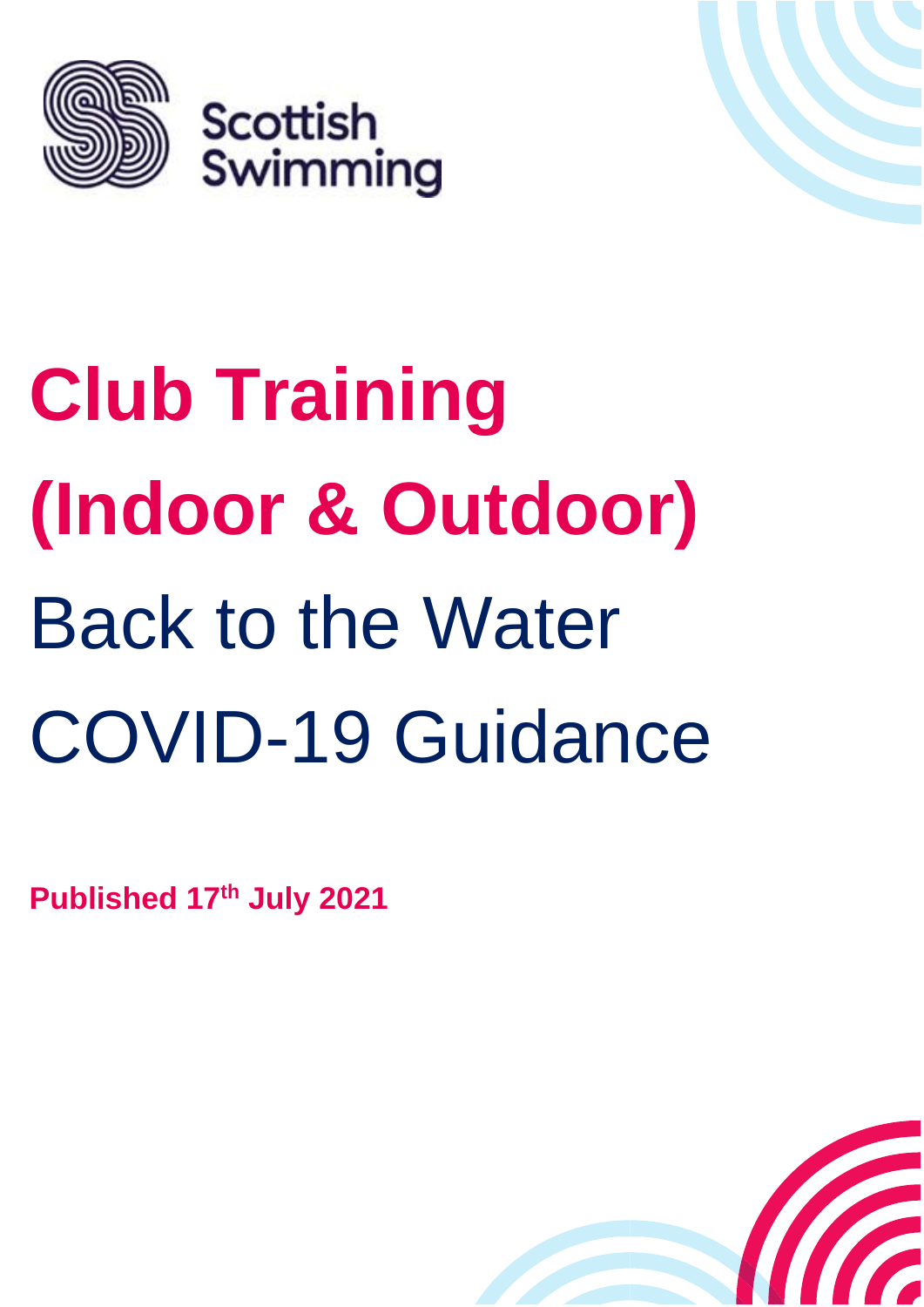Scottish Swimming

# Club Training (Indoor & Outdoor)

# Back to the Water COVID-19 Guidance

**Published 17th July 2021**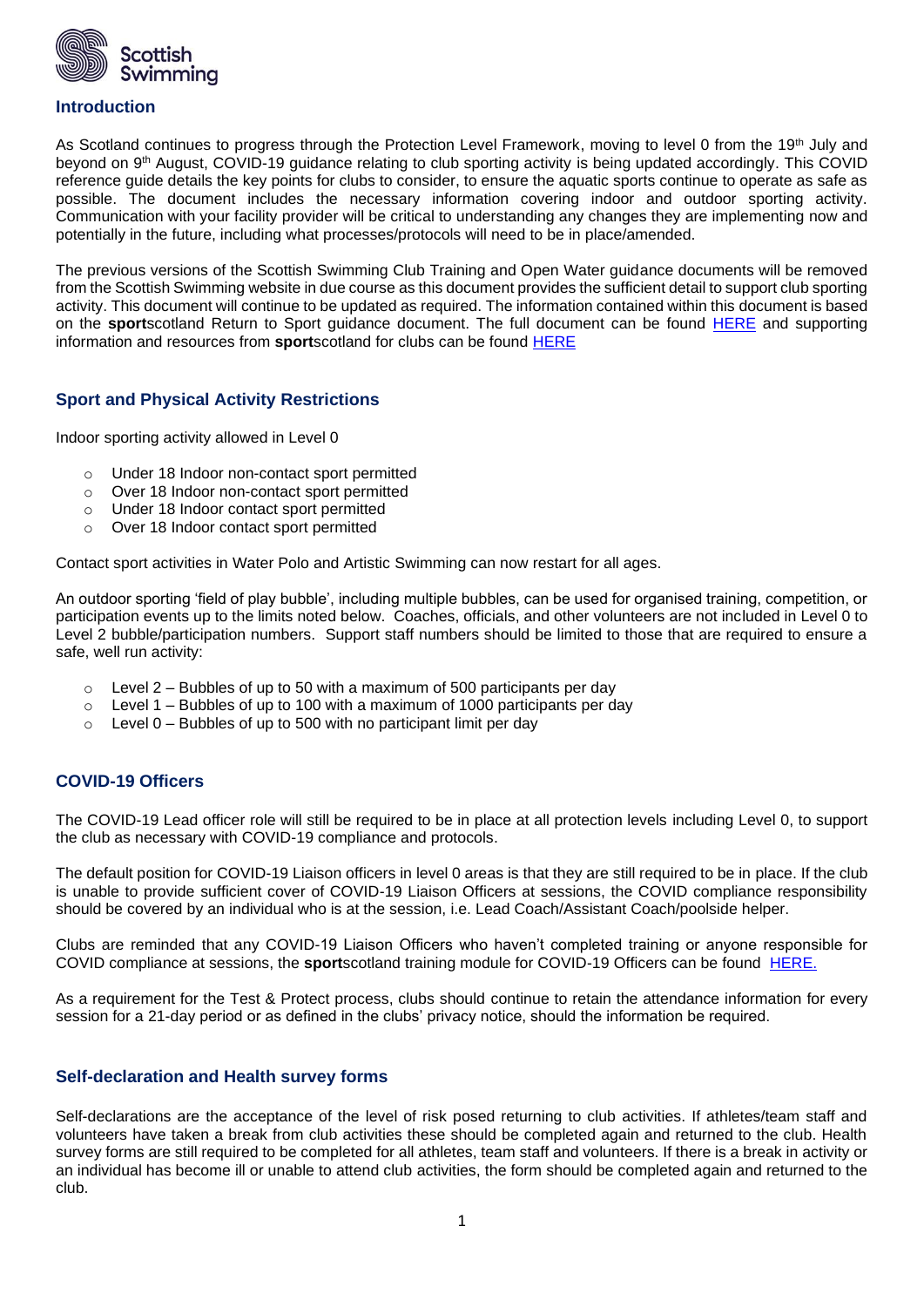## Introduction

As Scotland continues to progress through the Protection Level Framework, moving to level 0 from the 19th July and beyond on 9th August, COVID-19 guidance relating to club sporting activity is being updated accordingly. This COVID reference guide details the key points for clubs to consider, to ensure the aquatic sports continue to operate as safe as possible. The document includes the necessary information covering indoor and outdoor sporting activity. Communication with your facility provider will be critical to understanding any changes they are implementing now and potentially in the future, including what processes/protocols will need to be in place/amended.

The previous versions of the Scottish Swimming Club Training and Open Water guidance documents will be removed from the Scottish Swimming website in due course as this document provides the sufficient detail to support club sporting activity. This document will continue to be updated as required. The information contained within this document is based on the **sport**scotland Return to Sport guidance document. The full document can be found HERE and supporting information and resources from **sport**scotland for clubs can be found HERE

## Sport and Physical Activity Restrictions

Indoor sporting activity allowed in Level 0

- Under 18 Indoor non-contact sport permitted
- Over 18 Indoor non-contact sport permitted
- Under 18 Indoor contact sport permitted
- Over 18 Indoor contact sport permitted

Contact sport activities in Water Polo and Artistic Swimming can now restart for all ages.

An outdoor sporting 'field of play bubble', including multiple bubbles, can be used for organised training, competition, or participation events up to the limits noted below. Coaches, officials, and other volunteers are not included in Level 0 to Level 2 bubble/participation numbers. Support staff numbers should be limited to those that are required to ensure a safe, well run activity:

- Level 2 – Bubbles of up to 50 with a maximum of 500 participants per day
- Level 1 – Bubbles of up to 100 with a maximum of 1000 participants per day
- Level 0 – Bubbles of up to 500 with no participant limit per day

## COVID-19 Officers

The COVID-19 Lead officer role will still be required to be in place at all protection levels including Level 0, to support the club as necessary with COVID-19 compliance and protocols.

The default position for COVID-19 Liaison officers in level 0 areas is that they are still required to be in place. If the club is unable to provide sufficient cover of COVID-19 Liaison Officers at sessions, the COVID compliance responsibility should be covered by an individual who is at the session, i.e. Lead Coach/Assistant Coach/poolside helper.

Clubs are reminded that any COVID-19 Liaison Officers who haven't completed training or anyone responsible for COVID compliance at sessions, the **sport**scotland training module for COVID-19 Officers can be found HERE.

As a requirement for the Test & Protect process, clubs should continue to retain the attendance information for every session for a 21-day period or as defined in the clubs' privacy notice, should the information be required.

## Self-declaration and Health survey forms

Self-declarations are the acceptance of the level of risk posed returning to club activities. If athletes/team staff and volunteers have taken a break from club activities these should be completed again and returned to the club. Health survey forms are still required to be completed for all athletes, team staff and volunteers. If there is a break in activity or an individual has become ill or unable to attend club activities, the form should be completed again and returned to the club.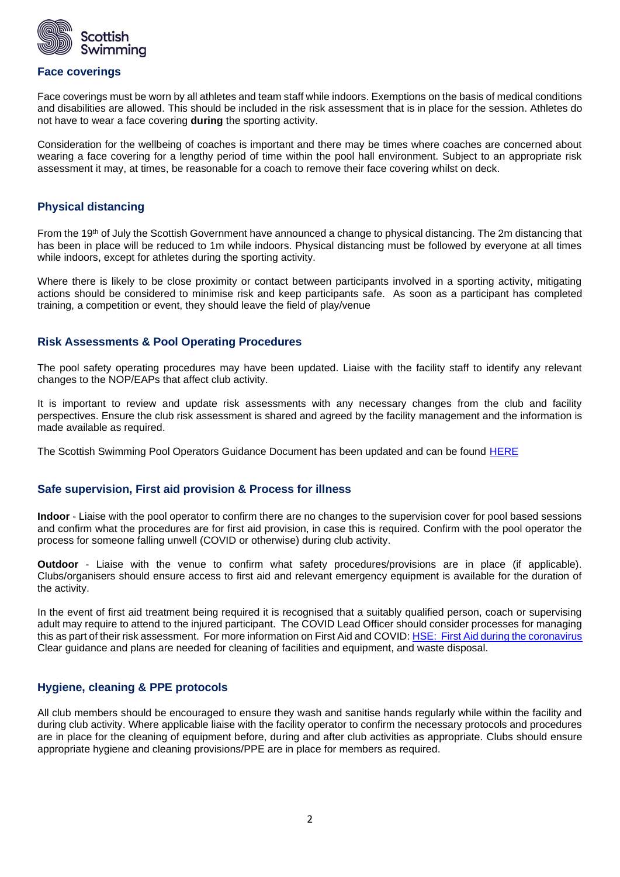## Face coverings

Face coverings must be worn by all athletes and team staff while indoors. Exemptions on the basis of medical conditions and disabilities are allowed. This should be included in the risk assessment that is in place for the session. Athletes do not have to wear a face covering **during** the sporting activity.

Consideration for the wellbeing of coaches is important and there may be times where coaches are concerned about wearing a face covering for a lengthy period of time within the pool hall environment. Subject to an appropriate risk assessment it may, at times, be reasonable for a coach to remove their face covering whilst on deck.

## Physical distancing

From the 19th of July the Scottish Government have announced a change to physical distancing. The 2m distancing that has been in place will be reduced to 1m while indoors. Physical distancing must be followed by everyone at all times while indoors, except for athletes during the sporting activity.

Where there is likely to be close proximity or contact between participants involved in a sporting activity, mitigating actions should be considered to minimise risk and keep participants safe. As soon as a participant has completed training, a competition or event, they should leave the field of play/venue

## Risk Assessments & Pool Operating Procedures

The pool safety operating procedures may have been updated. Liaise with the facility staff to identify any relevant changes to the NOP/EAPs that affect club activity.

It is important to review and update risk assessments with any necessary changes from the club and facility perspectives. Ensure the club risk assessment is shared and agreed by the facility management and the information is made available as required.

The Scottish Swimming Pool Operators Guidance Document has been updated and can be found HERE

## Safe supervision, First aid provision & Process for illness

**Indoor** - Liaise with the pool operator to confirm there are no changes to the supervision cover for pool based sessions and confirm what the procedures are for first aid provision, in case this is required. Confirm with the pool operator the process for someone falling unwell (COVID or otherwise) during club activity.

**Outdoor** - Liaise with the venue to confirm what safety procedures/provisions are in place (if applicable). Clubs/organisers should ensure access to first aid and relevant emergency equipment is available for the duration of the activity.

In the event of first aid treatment being required it is recognised that a suitably qualified person, coach or supervising adult may require to attend to the injured participant. The COVID Lead Officer should consider processes for managing this as part of their risk assessment. For more information on First Aid and COVID: HSE: First Aid during the coronavirus Clear guidance and plans are needed for cleaning of facilities and equipment, and waste disposal.

## Hygiene, cleaning & PPE protocols

All club members should be encouraged to ensure they wash and sanitise hands regularly while within the facility and during club activity. Where applicable liaise with the facility operator to confirm the necessary protocols and procedures are in place for the cleaning of equipment before, during and after club activities as appropriate. Clubs should ensure appropriate hygiene and cleaning provisions/PPE are in place for members as required.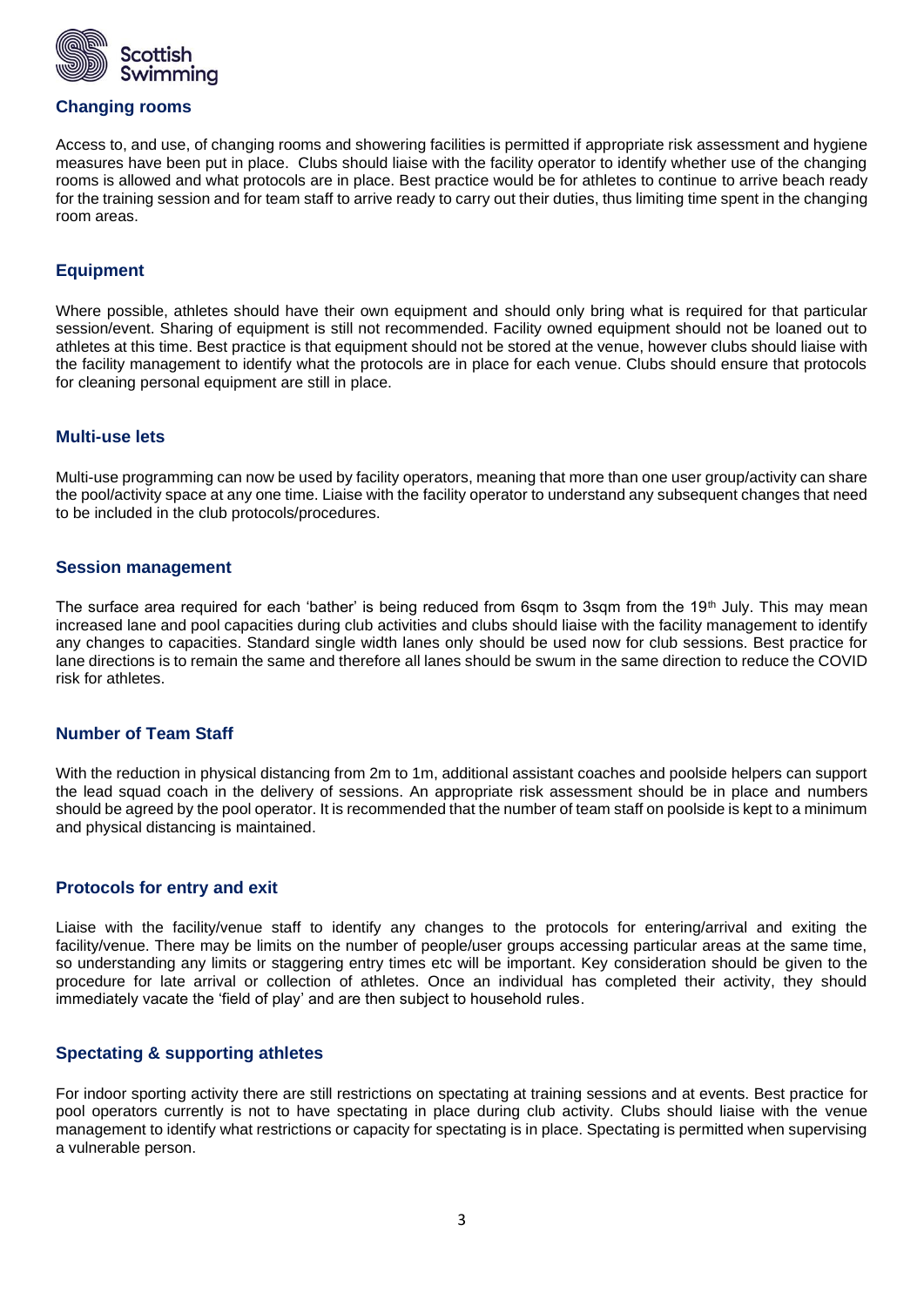## Changing rooms

Access to, and use, of changing rooms and showering facilities is permitted if appropriate risk assessment and hygiene measures have been put in place. Clubs should liaise with the facility operator to identify whether use of the changing rooms is allowed and what protocols are in place. Best practice would be for athletes to continue to arrive beach ready for the training session and for team staff to arrive ready to carry out their duties, thus limiting time spent in the changing room areas.

## Equipment

Where possible, athletes should have their own equipment and should only bring what is required for that particular session/event. Sharing of equipment is still not recommended. Facility owned equipment should not be loaned out to athletes at this time. Best practice is that equipment should not be stored at the venue, however clubs should liaise with the facility management to identify what the protocols are in place for each venue. Clubs should ensure that protocols for cleaning personal equipment are still in place.

## Multi-use lets

Multi-use programming can now be used by facility operators, meaning that more than one user group/activity can share the pool/activity space at any one time. Liaise with the facility operator to understand any subsequent changes that need to be included in the club protocols/procedures.

## Session management

The surface area required for each 'bather' is being reduced from 6sqm to 3sqm from the 19th July. This may mean increased lane and pool capacities during club activities and clubs should liaise with the facility management to identify any changes to capacities. Standard single width lanes only should be used now for club sessions. Best practice for lane directions is to remain the same and therefore all lanes should be swum in the same direction to reduce the COVID risk for athletes.

## Number of Team Staff

With the reduction in physical distancing from 2m to 1m, additional assistant coaches and poolside helpers can support the lead squad coach in the delivery of sessions. An appropriate risk assessment should be in place and numbers should be agreed by the pool operator. It is recommended that the number of team staff on poolside is kept to a minimum and physical distancing is maintained.

## Protocols for entry and exit

Liaise with the facility/venue staff to identify any changes to the protocols for entering/arrival and exiting the facility/venue. There may be limits on the number of people/user groups accessing particular areas at the same time, so understanding any limits or staggering entry times etc will be important. Key consideration should be given to the procedure for late arrival or collection of athletes. Once an individual has completed their activity, they should immediately vacate the 'field of play' and are then subject to household rules.

## Spectating & supporting athletes

For indoor sporting activity there are still restrictions on spectating at training sessions and at events. Best practice for pool operators currently is not to have spectating in place during club activity. Clubs should liaise with the venue management to identify what restrictions or capacity for spectating is in place. Spectating is permitted when supervising a vulnerable person.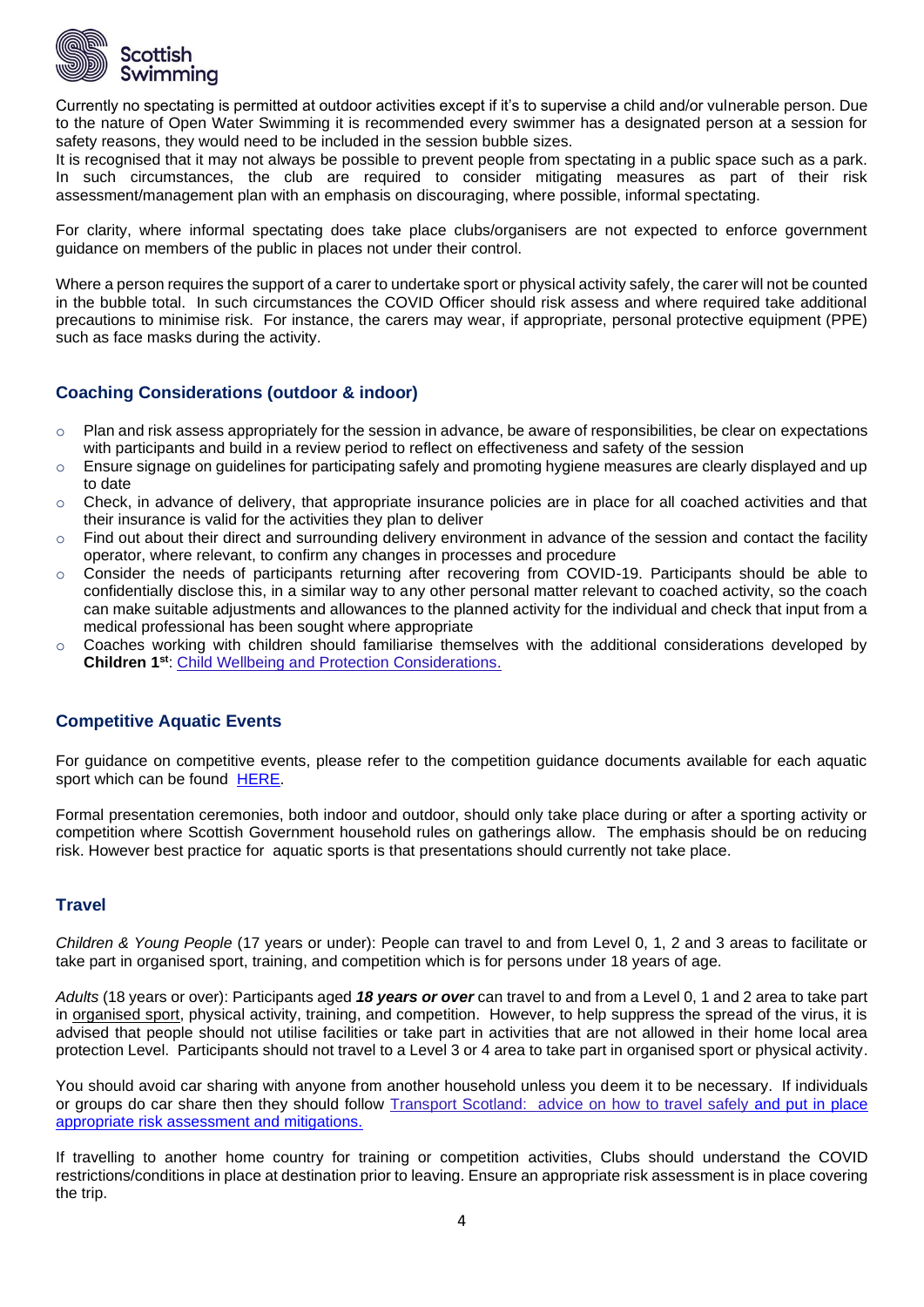Currently no spectating is permitted at outdoor activities except if it's to supervise a child and/or vulnerable person. Due to the nature of Open Water Swimming it is recommended every swimmer has a designated person at a session for safety reasons, they would need to be included in the session bubble sizes.
It is recognised that it may not always be possible to prevent people from spectating in a public space such as a park. In such circumstances, the club are required to consider mitigating measures as part of their risk assessment/management plan with an emphasis on discouraging, where possible, informal spectating.

For clarity, where informal spectating does take place clubs/organisers are not expected to enforce government guidance on members of the public in places not under their control.

Where a person requires the support of a carer to undertake sport or physical activity safely, the carer will not be counted in the bubble total. In such circumstances the COVID Officer should risk assess and where required take additional precautions to minimise risk. For instance, the carers may wear, if appropriate, personal protective equipment (PPE) such as face masks during the activity.

## Coaching Considerations (outdoor & indoor)

- Plan and risk assess appropriately for the session in advance, be aware of responsibilities, be clear on expectations with participants and build in a review period to reflect on effectiveness and safety of the session
- Ensure signage on guidelines for participating safely and promoting hygiene measures are clearly displayed and up to date
- Check, in advance of delivery, that appropriate insurance policies are in place for all coached activities and that their insurance is valid for the activities they plan to deliver
- Find out about their direct and surrounding delivery environment in advance of the session and contact the facility operator, where relevant, to confirm any changes in processes and procedure
- Consider the needs of participants returning after recovering from COVID-19. Participants should be able to confidentially disclose this, in a similar way to any other personal matter relevant to coached activity, so the coach can make suitable adjustments and allowances to the planned activity for the individual and check that input from a medical professional has been sought where appropriate
- Coaches working with children should familiarise themselves with the additional considerations developed by **Children 1st**: Child Wellbeing and Protection Considerations.

## Competitive Aquatic Events

For guidance on competitive events, please refer to the competition guidance documents available for each aquatic sport which can be found HERE.

Formal presentation ceremonies, both indoor and outdoor, should only take place during or after a sporting activity or competition where Scottish Government household rules on gatherings allow. The emphasis should be on reducing risk. However best practice for aquatic sports is that presentations should currently not take place.

## Travel

*Children & Young People* (17 years or under): People can travel to and from Level 0, 1, 2 and 3 areas to facilitate or take part in organised sport, training, and competition which is for persons under 18 years of age.

*Adults* (18 years or over): Participants aged ***18 years or over*** can travel to and from a Level 0, 1 and 2 area to take part in organised sport, physical activity, training, and competition. However, to help suppress the spread of the virus, it is advised that people should not utilise facilities or take part in activities that are not allowed in their home local area protection Level. Participants should not travel to a Level 3 or 4 area to take part in organised sport or physical activity.

You should avoid car sharing with anyone from another household unless you deem it to be necessary. If individuals or groups do car share then they should follow Transport Scotland: advice on how to travel safely and put in place appropriate risk assessment and mitigations.

If travelling to another home country for training or competition activities, Clubs should understand the COVID restrictions/conditions in place at destination prior to leaving. Ensure an appropriate risk assessment is in place covering the trip.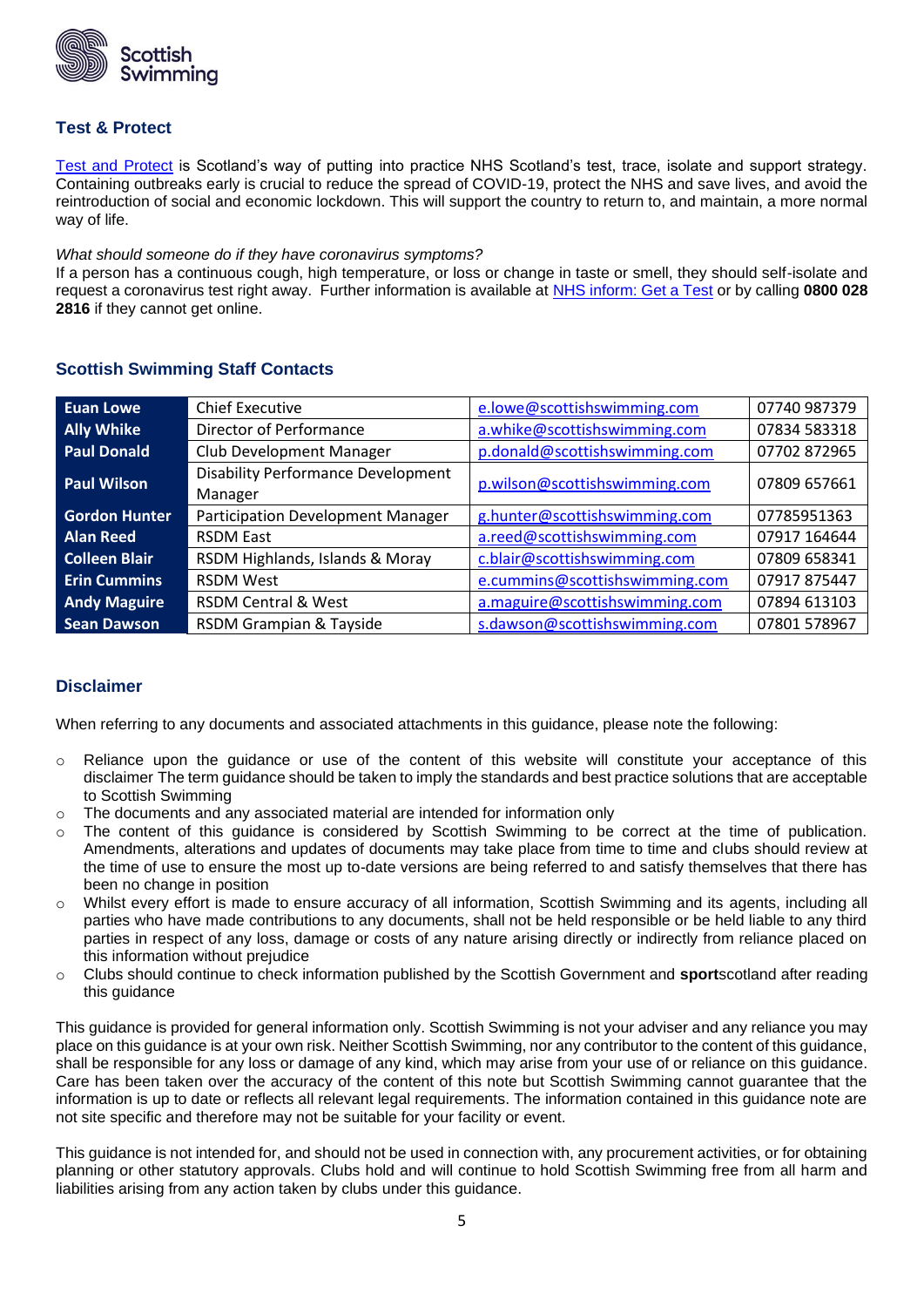## Test & Protect

[Test and Protect](#) is Scotland's way of putting into practice NHS Scotland's test, trace, isolate and support strategy. Containing outbreaks early is crucial to reduce the spread of COVID-19, protect the NHS and save lives, and avoid the reintroduction of social and economic lockdown. This will support the country to return to, and maintain, a more normal way of life.

*What should someone do if they have coronavirus symptoms?*

If a person has a continuous cough, high temperature, or loss or change in taste or smell, they should self-isolate and request a coronavirus test right away. Further information is available at [NHS inform: Get a Test](#) or by calling **0800 028 2816** if they cannot get online.

## Scottish Swimming Staff Contacts

| | | | |
|---|---|---|---|
| **Euan Lowe** | Chief Executive | e.lowe@scottishswimming.com | 07740 987379 |
| **Ally Whike** | Director of Performance | a.whike@scottishswimming.com | 07834 583318 |
| **Paul Donald** | Club Development Manager | p.donald@scottishswimming.com | 07702 872965 |
| **Paul Wilson** | Disability Performance Development Manager | p.wilson@scottishswimming.com | 07809 657661 |
| **Gordon Hunter** | Participation Development Manager | g.hunter@scottishswimming.com | 07785951363 |
| **Alan Reed** | RSDM East | a.reed@scottishswimming.com | 07917 164644 |
| **Colleen Blair** | RSDM Highlands, Islands & Moray | c.blair@scottishswimming.com | 07809 658341 |
| **Erin Cummins** | RSDM West | e.cummins@scottishswimming.com | 07917 875447 |
| **Andy Maguire** | RSDM Central & West | a.maguire@scottishswimming.com | 07894 613103 |
| **Sean Dawson** | RSDM Grampian & Tayside | s.dawson@scottishswimming.com | 07801 578967 |

## Disclaimer

When referring to any documents and associated attachments in this guidance, please note the following:

- Reliance upon the guidance or use of the content of this website will constitute your acceptance of this disclaimer The term guidance should be taken to imply the standards and best practice solutions that are acceptable to Scottish Swimming
- The documents and any associated material are intended for information only
- The content of this guidance is considered by Scottish Swimming to be correct at the time of publication. Amendments, alterations and updates of documents may take place from time to time and clubs should review at the time of use to ensure the most up to-date versions are being referred to and satisfy themselves that there has been no change in position
- Whilst every effort is made to ensure accuracy of all information, Scottish Swimming and its agents, including all parties who have made contributions to any documents, shall not be held responsible or be held liable to any third parties in respect of any loss, damage or costs of any nature arising directly or indirectly from reliance placed on this information without prejudice
- Clubs should continue to check information published by the Scottish Government and **sport**scotland after reading this guidance

This guidance is provided for general information only. Scottish Swimming is not your adviser and any reliance you may place on this guidance is at your own risk. Neither Scottish Swimming, nor any contributor to the content of this guidance, shall be responsible for any loss or damage of any kind, which may arise from your use of or reliance on this guidance. Care has been taken over the accuracy of the content of this note but Scottish Swimming cannot guarantee that the information is up to date or reflects all relevant legal requirements. The information contained in this guidance note are not site specific and therefore may not be suitable for your facility or event.

This guidance is not intended for, and should not be used in connection with, any procurement activities, or for obtaining planning or other statutory approvals. Clubs hold and will continue to hold Scottish Swimming free from all harm and liabilities arising from any action taken by clubs under this guidance.